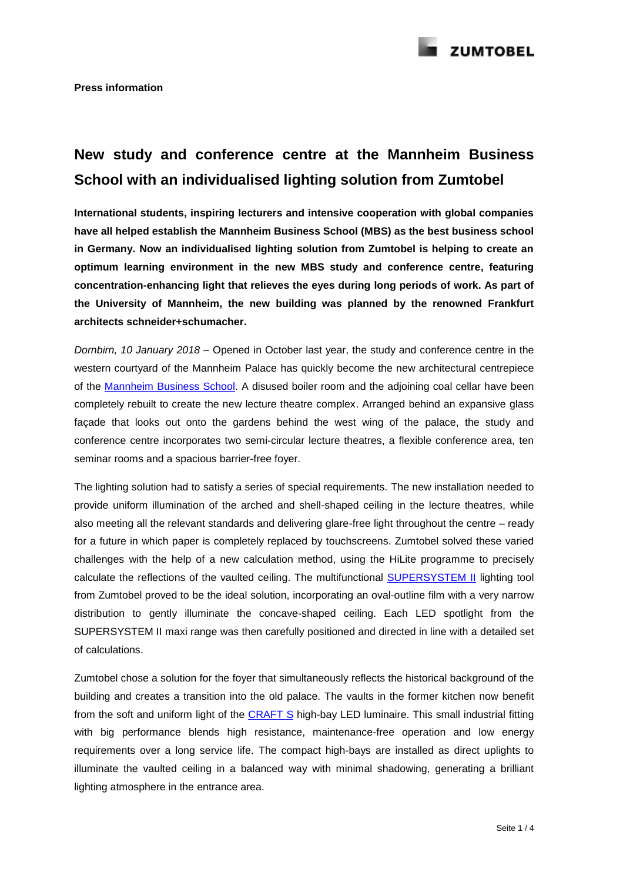**Press information**

# New study and conference centre at the Mannheim Business School with an individualised lighting solution from Zumtobel

**International students, inspiring lecturers and intensive cooperation with global companies have all helped establish the Mannheim Business School (MBS) as the best business school in Germany. Now an individualised lighting solution from Zumtobel is helping to create an optimum learning environment in the new MBS study and conference centre, featuring concentration-enhancing light that relieves the eyes during long periods of work. As part of the University of Mannheim, the new building was planned by the renowned Frankfurt architects schneider+schumacher.**

*Dornbirn, 10 January 2018* – Opened in October last year, the study and conference centre in the western courtyard of the Mannheim Palace has quickly become the new architectural centrepiece of the Mannheim Business School. A disused boiler room and the adjoining coal cellar have been completely rebuilt to create the new lecture theatre complex. Arranged behind an expansive glass façade that looks out onto the gardens behind the west wing of the palace, the study and conference centre incorporates two semi-circular lecture theatres, a flexible conference area, ten seminar rooms and a spacious barrier-free foyer.

The lighting solution had to satisfy a series of special requirements. The new installation needed to provide uniform illumination of the arched and shell-shaped ceiling in the lecture theatres, while also meeting all the relevant standards and delivering glare-free light throughout the centre – ready for a future in which paper is completely replaced by touchscreens. Zumtobel solved these varied challenges with the help of a new calculation method, using the HiLite programme to precisely calculate the reflections of the vaulted ceiling. The multifunctional SUPERSYSTEM II lighting tool from Zumtobel proved to be the ideal solution, incorporating an oval-outline film with a very narrow distribution to gently illuminate the concave-shaped ceiling. Each LED spotlight from the SUPERSYSTEM II maxi range was then carefully positioned and directed in line with a detailed set of calculations.

Zumtobel chose a solution for the foyer that simultaneously reflects the historical background of the building and creates a transition into the old palace. The vaults in the former kitchen now benefit from the soft and uniform light of the CRAFT S high-bay LED luminaire. This small industrial fitting with big performance blends high resistance, maintenance-free operation and low energy requirements over a long service life. The compact high-bays are installed as direct uplights to illuminate the vaulted ceiling in a balanced way with minimal shadowing, generating a brilliant lighting atmosphere in the entrance area.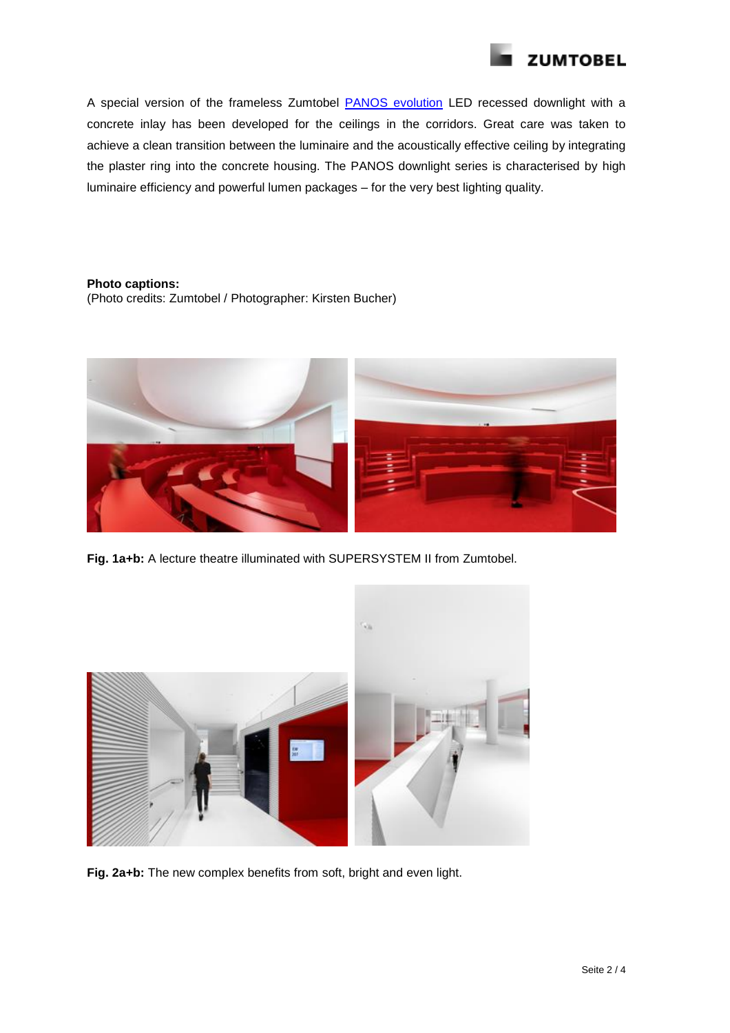A special version of the frameless Zumtobel PANOS evolution LED recessed downlight with a concrete inlay has been developed for the ceilings in the corridors. Great care was taken to achieve a clean transition between the luminaire and the acoustically effective ceiling by integrating the plaster ring into the concrete housing. The PANOS downlight series is characterised by high luminaire efficiency and powerful lumen packages – for the very best lighting quality.

**Photo captions:**
(Photo credits: Zumtobel / Photographer: Kirsten Bucher)

**Fig. 1a+b:** A lecture theatre illuminated with SUPERSYSTEM II from Zumtobel.

**Fig. 2a+b:** The new complex benefits from soft, bright and even light.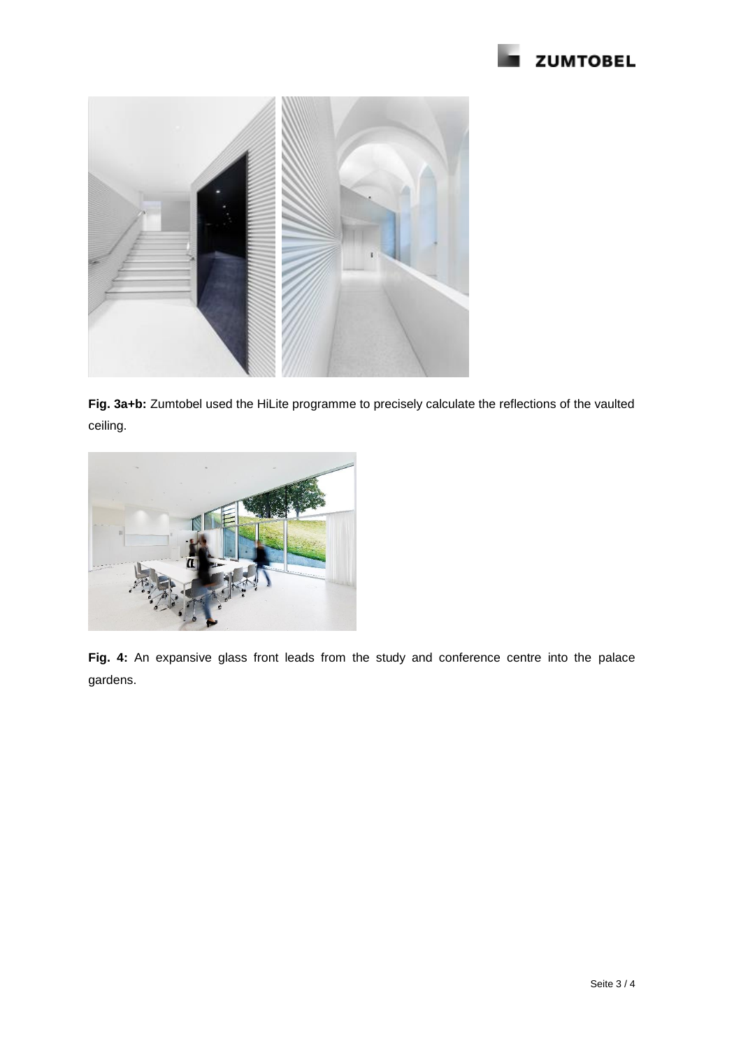**Fig. 3a+b:** Zumtobel used the HiLite programme to precisely calculate the reflections of the vaulted ceiling.

**Fig. 4:** An expansive glass front leads from the study and conference centre into the palace gardens.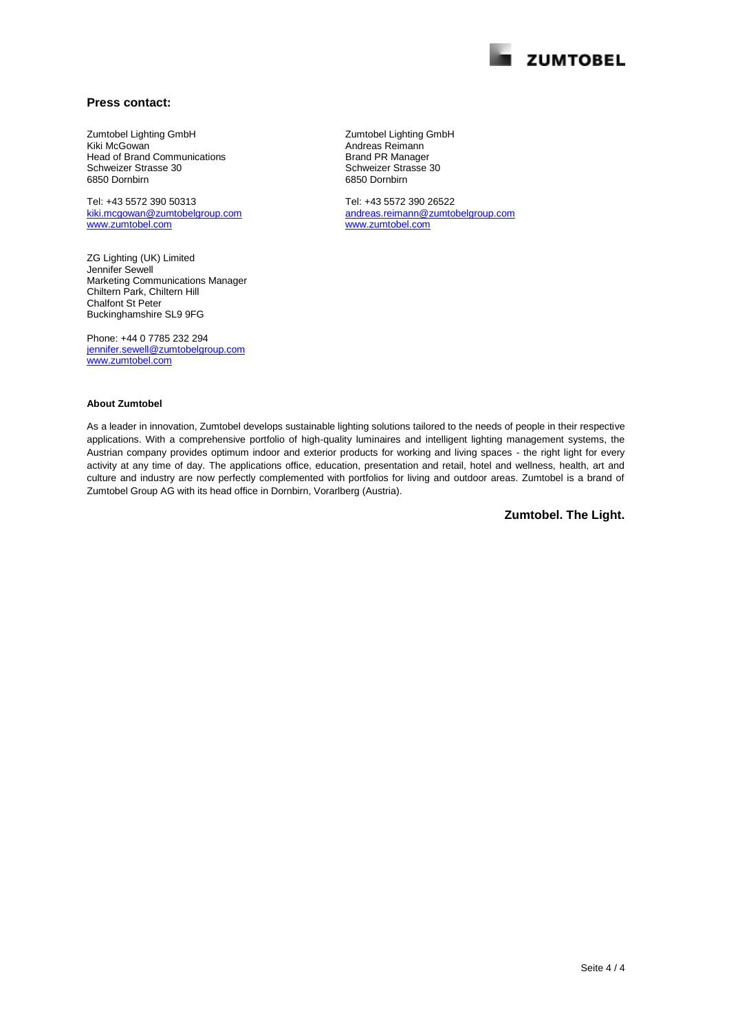## Press contact:

Zumtobel Lighting GmbH
Kiki McGowan
Head of Brand Communications
Schweizer Strasse 30
6850 Dornbirn

Tel: +43 5572 390 50313
kiki.mcgowan@zumtobelgroup.com
www.zumtobel.com

Zumtobel Lighting GmbH
Andreas Reimann
Brand PR Manager
Schweizer Strasse 30
6850 Dornbirn

Tel: +43 5572 390 26522
andreas.reimann@zumtobelgroup.com
www.zumtobel.com

ZG Lighting (UK) Limited
Jennifer Sewell
Marketing Communications Manager
Chiltern Park, Chiltern Hill
Chalfont St Peter
Buckinghamshire SL9 9FG

Phone: +44 0 7785 232 294
jennifer.sewell@zumtobelgroup.com
www.zumtobel.com

**About Zumtobel**

As a leader in innovation, Zumtobel develops sustainable lighting solutions tailored to the needs of people in their respective applications. With a comprehensive portfolio of high-quality luminaires and intelligent lighting management systems, the Austrian company provides optimum indoor and exterior products for working and living spaces - the right light for every activity at any time of day. The applications office, education, presentation and retail, hotel and wellness, health, art and culture and industry are now perfectly complemented with portfolios for living and outdoor areas. Zumtobel is a brand of Zumtobel Group AG with its head office in Dornbirn, Vorarlberg (Austria).

**Zumtobel. The Light.**